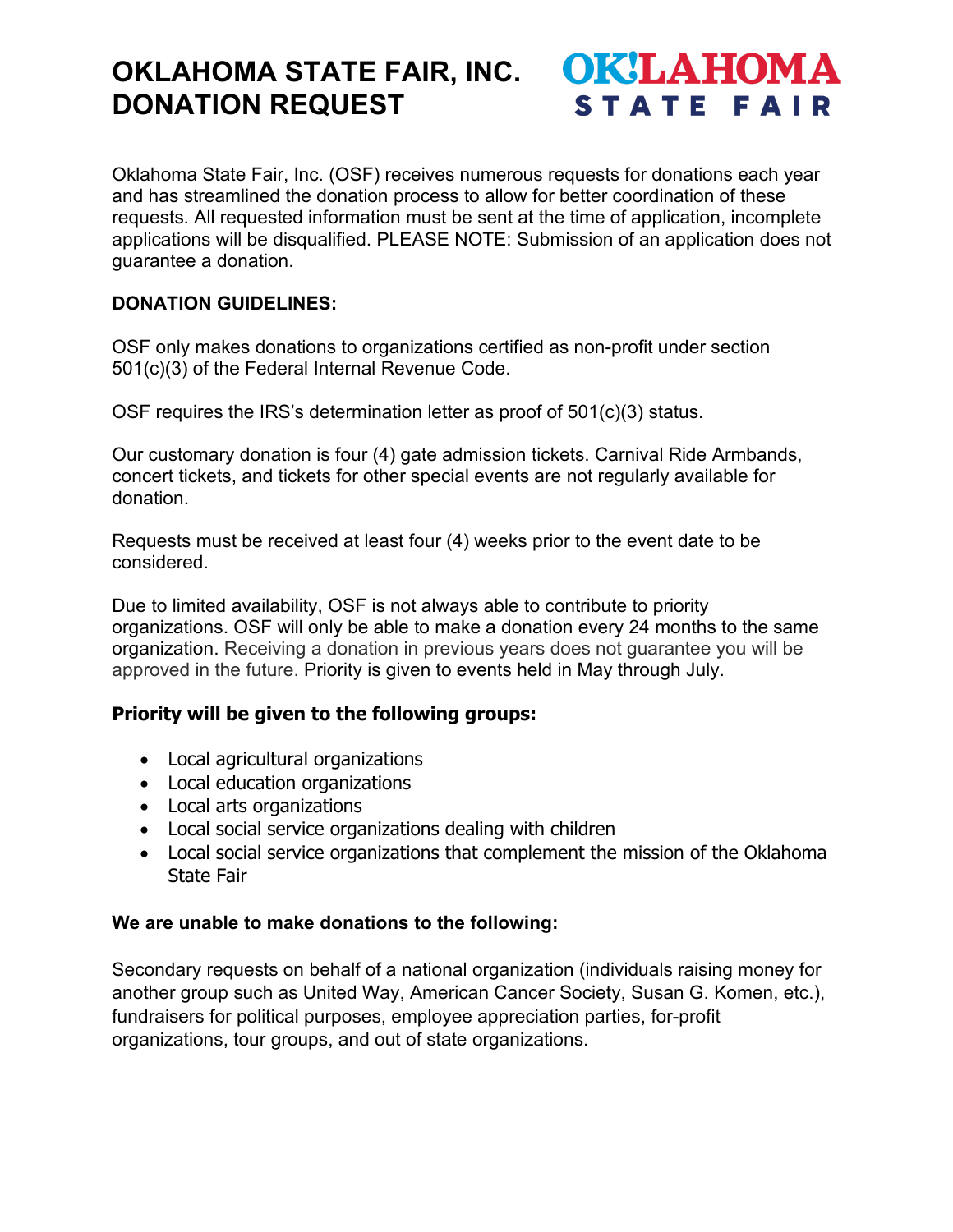# OKLAHOMA STATE FAIR, INC. DONATION REQUEST

OK!LAHOMA STATE FAIR

Oklahoma State Fair, Inc. (OSF) receives numerous requests for donations each year and has streamlined the donation process to allow for better coordination of these requests. All requested information must be sent at the time of application, incomplete applications will be disqualified. PLEASE NOTE: Submission of an application does not guarantee a donation.

**DONATION GUIDELINES:**

OSF only makes donations to organizations certified as non-profit under section 501(c)(3) of the Federal Internal Revenue Code.

OSF requires the IRS's determination letter as proof of 501(c)(3) status.

Our customary donation is four (4) gate admission tickets. Carnival Ride Armbands, concert tickets, and tickets for other special events are not regularly available for donation.

Requests must be received at least four (4) weeks prior to the event date to be considered.

Due to limited availability, OSF is not always able to contribute to priority organizations. OSF will only be able to make a donation every 24 months to the same organization. Receiving a donation in previous years does not guarantee you will be approved in the future. Priority is given to events held in May through July.

### Priority will be given to the following groups:

- Local agricultural organizations
- Local education organizations
- Local arts organizations
- Local social service organizations dealing with children
- Local social service organizations that complement the mission of the Oklahoma State Fair

**We are unable to make donations to the following:**

Secondary requests on behalf of a national organization (individuals raising money for another group such as United Way, American Cancer Society, Susan G. Komen, etc.), fundraisers for political purposes, employee appreciation parties, for-profit organizations, tour groups, and out of state organizations.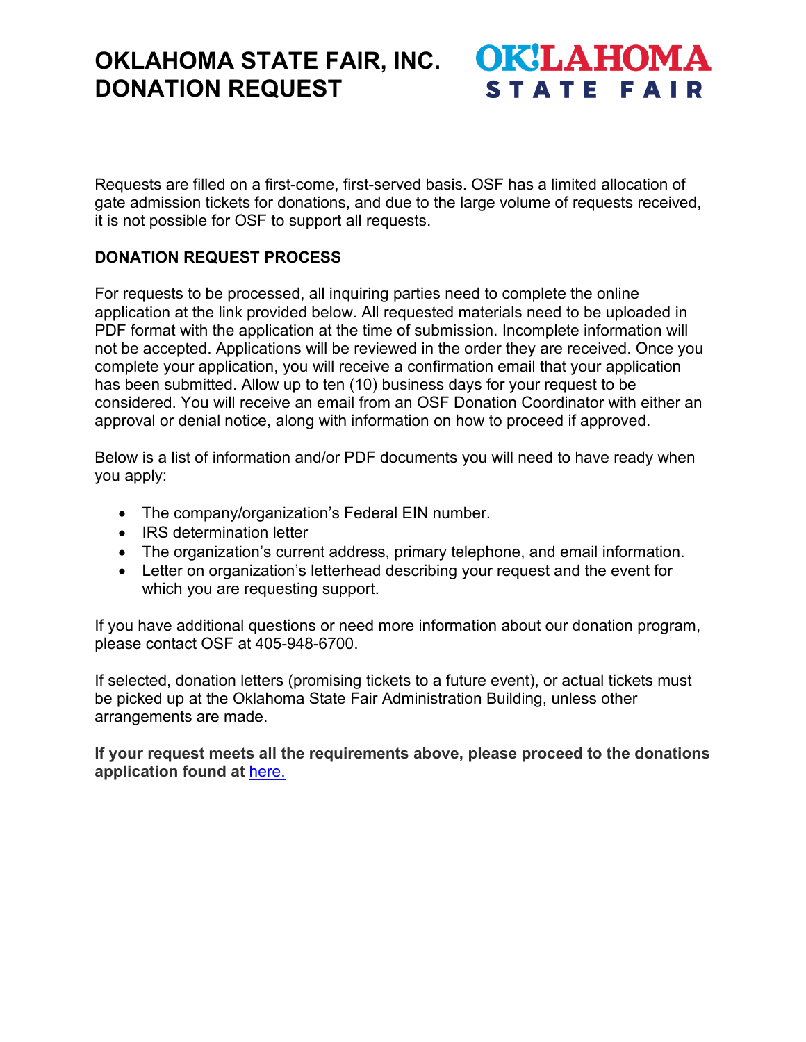# OKLAHOMA STATE FAIR, INC. DONATION REQUEST

OKLAHOMA STATE FAIR

Requests are filled on a first-come, first-served basis. OSF has a limited allocation of gate admission tickets for donations, and due to the large volume of requests received, it is not possible for OSF to support all requests.

**DONATION REQUEST PROCESS**

For requests to be processed, all inquiring parties need to complete the online application at the link provided below. All requested materials need to be uploaded in PDF format with the application at the time of submission. Incomplete information will not be accepted. Applications will be reviewed in the order they are received. Once you complete your application, you will receive a confirmation email that your application has been submitted. Allow up to ten (10) business days for your request to be considered. You will receive an email from an OSF Donation Coordinator with either an approval or denial notice, along with information on how to proceed if approved.

Below is a list of information and/or PDF documents you will need to have ready when you apply:

- The company/organization's Federal EIN number.
- IRS determination letter
- The organization's current address, primary telephone, and email information.
- Letter on organization's letterhead describing your request and the event for which you are requesting support.

If you have additional questions or need more information about our donation program, please contact OSF at 405-948-6700.

If selected, donation letters (promising tickets to a future event), or actual tickets must be picked up at the Oklahoma State Fair Administration Building, unless other arrangements are made.

**If your request meets all the requirements above, please proceed to the donations application found at** here.